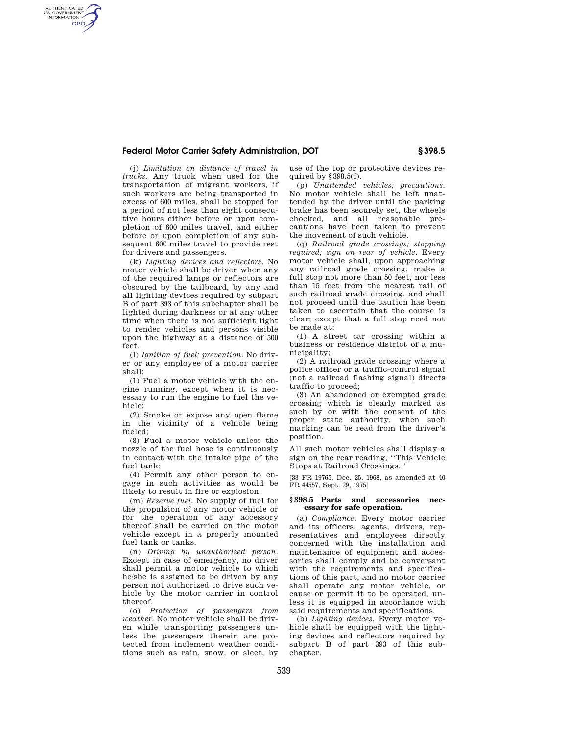(j) *Limitation on distance of travel in trucks.* Any truck when used for the transportation of migrant workers, if such workers are being transported in excess of 600 miles, shall be stopped for a period of not less than eight consecutive hours either before or upon completion of 600 miles travel, and either before or upon completion of any subsequent 600 miles travel to provide rest for drivers and passengers.

(k) *Lighting devices and reflectors.* No motor vehicle shall be driven when any of the required lamps or reflectors are obscured by the tailboard, by any and all lighting devices required by subpart B of part 393 of this subchapter shall be lighted during darkness or at any other time when there is not sufficient light to render vehicles and persons visible upon the highway at a distance of 500 feet.

(l) *Ignition of fuel; prevention.* No driver or any employee of a motor carrier shall:

(1) Fuel a motor vehicle with the engine running, except when it is necessary to run the engine to fuel the vehicle;

(2) Smoke or expose any open flame in the vicinity of a vehicle being fueled;

(3) Fuel a motor vehicle unless the nozzle of the fuel hose is continuously in contact with the intake pipe of the fuel tank;

(4) Permit any other person to engage in such activities as would be likely to result in fire or explosion.

(m) *Reserve fuel.* No supply of fuel for the propulsion of any motor vehicle or for the operation of any accessory thereof shall be carried on the motor vehicle except in a properly mounted fuel tank or tanks.

(n) *Driving by unauthorized person.* Except in case of emergency, no driver shall permit a motor vehicle to which he/she is assigned to be driven by any person not authorized to drive such vehicle by the motor carrier in control thereof.

(o) *Protection of passengers from weather.* No motor vehicle shall be driven while transporting passengers unless the passengers therein are protected from inclement weather conditions such as rain, snow, or sleet, by use of the top or protective devices required by §398.5(f).

(p) *Unattended vehicles; precautions.* No motor vehicle shall be left unattended by the driver until the parking brake has been securely set, the wheels chocked, and all reasonable precautions have been taken to prevent the movement of such vehicle.

(q) *Railroad grade crossings; stopping required; sign on rear of vehicle.* Every motor vehicle shall, upon approaching any railroad grade crossing, make a full stop not more than 50 feet, nor less than 15 feet from the nearest rail of such railroad grade crossing, and shall not proceed until due caution has been taken to ascertain that the course is clear; except that a full stop need not be made at:

(1) A street car crossing within a business or residence district of a municipality;

(2) A railroad grade crossing where a police officer or a traffic-control signal (not a railroad flashing signal) directs traffic to proceed;

(3) An abandoned or exempted grade crossing which is clearly marked as such by or with the consent of the proper state authority, when such marking can be read from the driver's position.

All such motor vehicles shall display a sign on the rear reading, ''This Vehicle Stops at Railroad Crossings.''

[33 FR 19765, Dec. 25, 1968, as amended at 40 FR 44557, Sept. 29, 1975]

## § 398.5 Parts and accessories necessary for safe operation.

(a) *Compliance.* Every motor carrier and its officers, agents, drivers, representatives and employees directly concerned with the installation and maintenance of equipment and accessories shall comply and be conversant with the requirements and specifications of this part, and no motor carrier shall operate any motor vehicle, or cause or permit it to be operated, unless it is equipped in accordance with said requirements and specifications.

(b) *Lighting devices.* Every motor vehicle shall be equipped with the lighting devices and reflectors required by subpart B of part 393 of this subchapter.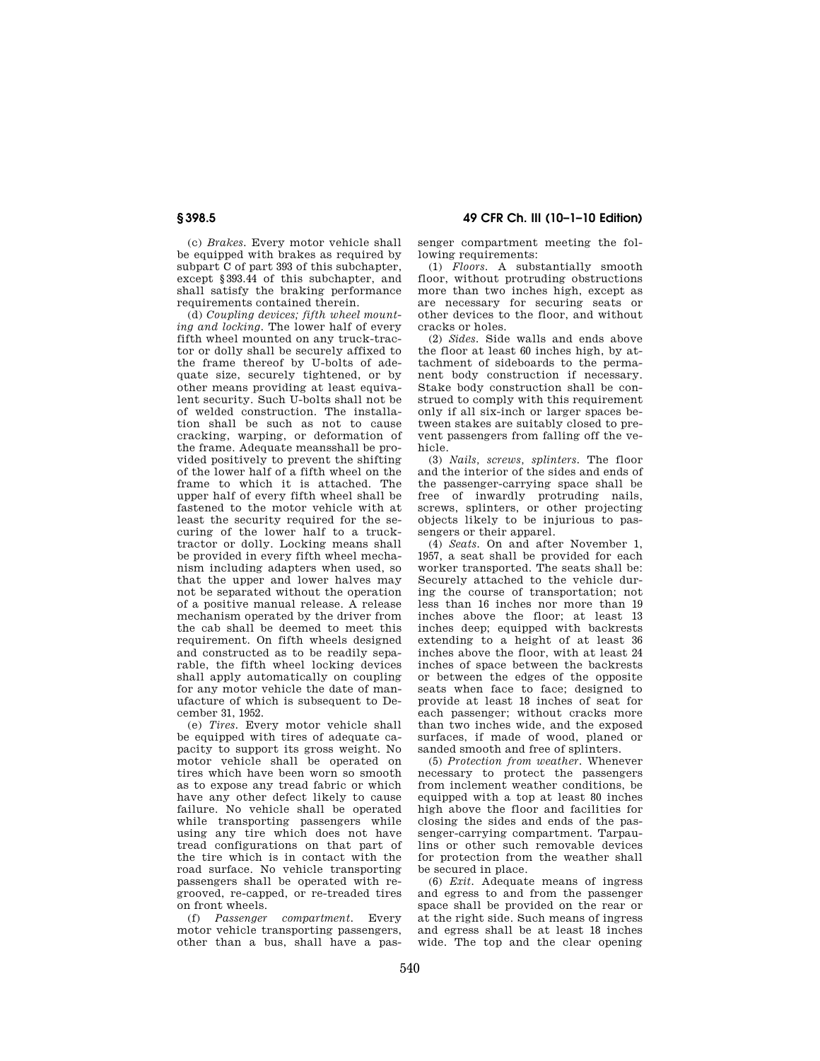(c) *Brakes.* Every motor vehicle shall be equipped with brakes as required by subpart C of part 393 of this subchapter, except §393.44 of this subchapter, and shall satisfy the braking performance requirements contained therein.

(d) *Coupling devices; fifth wheel mounting and locking.* The lower half of every fifth wheel mounted on any truck-tractor or dolly shall be securely affixed to the frame thereof by U-bolts of adequate size, securely tightened, or by other means providing at least equivalent security. Such U-bolts shall not be of welded construction. The installation shall be such as not to cause cracking, warping, or deformation of the frame. Adequate meansshall be provided positively to prevent the shifting of the lower half of a fifth wheel on the frame to which it is attached. The upper half of every fifth wheel shall be fastened to the motor vehicle with at least the security required for the securing of the lower half to a truck-tractor or dolly. Locking means shall be provided in every fifth wheel mechanism including adapters when used, so that the upper and lower halves may not be separated without the operation of a positive manual release. A release mechanism operated by the driver from the cab shall be deemed to meet this requirement. On fifth wheels designed and constructed as to be readily separable, the fifth wheel locking devices shall apply automatically on coupling for any motor vehicle the date of manufacture of which is subsequent to December 31, 1952.

(e) *Tires.* Every motor vehicle shall be equipped with tires of adequate capacity to support its gross weight. No motor vehicle shall be operated on tires which have been worn so smooth as to expose any tread fabric or which have any other defect likely to cause failure. No vehicle shall be operated while transporting passengers while using any tire which does not have tread configurations on that part of the tire which is in contact with the road surface. No vehicle transporting passengers shall be operated with regrooved, re-capped, or re-treaded tires on front wheels.

(f) *Passenger compartment.* Every motor vehicle transporting passengers, other than a bus, shall have a passenger compartment meeting the following requirements:

(1) *Floors.* A substantially smooth floor, without protruding obstructions more than two inches high, except as are necessary for securing seats or other devices to the floor, and without cracks or holes.

(2) *Sides.* Side walls and ends above the floor at least 60 inches high, by attachment of sideboards to the permanent body construction if necessary. Stake body construction shall be construed to comply with this requirement only if all six-inch or larger spaces between stakes are suitably closed to prevent passengers from falling off the vehicle.

(3) *Nails, screws, splinters.* The floor and the interior of the sides and ends of the passenger-carrying space shall be free of inwardly protruding nails, screws, splinters, or other projecting objects likely to be injurious to passengers or their apparel.

(4) *Seats.* On and after November 1, 1957, a seat shall be provided for each worker transported. The seats shall be: Securely attached to the vehicle during the course of transportation; not less than 16 inches nor more than 19 inches above the floor; at least 13 inches deep; equipped with backrests extending to a height of at least 36 inches above the floor, with at least 24 inches of space between the backrests or between the edges of the opposite seats when face to face; designed to provide at least 18 inches of seat for each passenger; without cracks more than two inches wide, and the exposed surfaces, if made of wood, planed or sanded smooth and free of splinters.

(5) *Protection from weather.* Whenever necessary to protect the passengers from inclement weather conditions, be equipped with a top at least 80 inches high above the floor and facilities for closing the sides and ends of the passenger-carrying compartment. Tarpaulins or other such removable devices for protection from the weather shall be secured in place.

(6) *Exit.* Adequate means of ingress and egress to and from the passenger space shall be provided on the rear or at the right side. Such means of ingress and egress shall be at least 18 inches wide. The top and the clear opening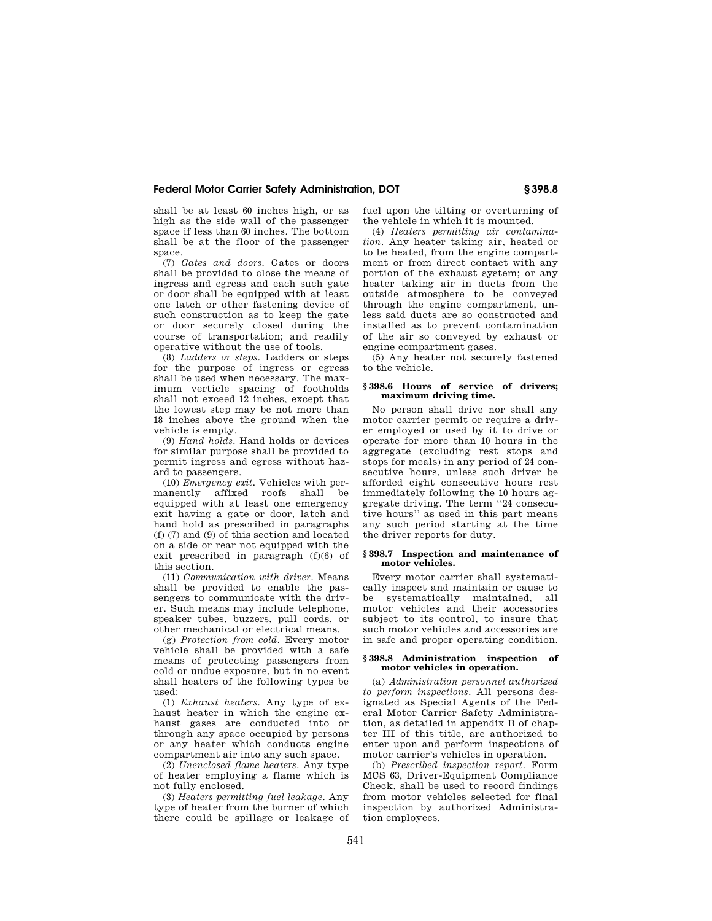shall be at least 60 inches high, or as high as the side wall of the passenger space if less than 60 inches. The bottom shall be at the floor of the passenger space.

(7) *Gates and doors.* Gates or doors shall be provided to close the means of ingress and egress and each such gate or door shall be equipped with at least one latch or other fastening device of such construction as to keep the gate or door securely closed during the course of transportation; and readily operative without the use of tools.

(8) *Ladders or steps.* Ladders or steps for the purpose of ingress or egress shall be used when necessary. The maximum verticle spacing of footholds shall not exceed 12 inches, except that the lowest step may be not more than 18 inches above the ground when the vehicle is empty.

(9) *Hand holds.* Hand holds or devices for similar purpose shall be provided to permit ingress and egress without hazard to passengers.

(10) *Emergency exit.* Vehicles with permanently affixed roofs shall be equipped with at least one emergency exit having a gate or door, latch and hand hold as prescribed in paragraphs (f) (7) and (9) of this section and located on a side or rear not equipped with the exit prescribed in paragraph (f)(6) of this section.

(11) *Communication with driver.* Means shall be provided to enable the passengers to communicate with the driver. Such means may include telephone, speaker tubes, buzzers, pull cords, or other mechanical or electrical means.

(g) *Protection from cold.* Every motor vehicle shall be provided with a safe means of protecting passengers from cold or undue exposure, but in no event shall heaters of the following types be used:

(1) *Exhaust heaters.* Any type of exhaust heater in which the engine exhaust gases are conducted into or through any space occupied by persons or any heater which conducts engine compartment air into any such space.

(2) *Unenclosed flame heaters.* Any type of heater employing a flame which is not fully enclosed.

(3) *Heaters permitting fuel leakage.* Any type of heater from the burner of which there could be spillage or leakage of fuel upon the tilting or overturning of the vehicle in which it is mounted.

(4) *Heaters permitting air contamination.* Any heater taking air, heated or to be heated, from the engine compartment or from direct contact with any portion of the exhaust system; or any heater taking air in ducts from the outside atmosphere to be conveyed through the engine compartment, unless said ducts are so constructed and installed as to prevent contamination of the air so conveyed by exhaust or engine compartment gases.

(5) Any heater not securely fastened to the vehicle.

### § 398.6 Hours of service of drivers; maximum driving time.

No person shall drive nor shall any motor carrier permit or require a driver employed or used by it to drive or operate for more than 10 hours in the aggregate (excluding rest stops and stops for meals) in any period of 24 consecutive hours, unless such driver be afforded eight consecutive hours rest immediately following the 10 hours aggregate driving. The term ''24 consecutive hours'' as used in this part means any such period starting at the time the driver reports for duty.

### § 398.7 Inspection and maintenance of motor vehicles.

Every motor carrier shall systematically inspect and maintain or cause to be systematically maintained, all motor vehicles and their accessories subject to its control, to insure that such motor vehicles and accessories are in safe and proper operating condition.

### § 398.8 Administration inspection of motor vehicles in operation.

(a) *Administration personnel authorized to perform inspections.* All persons designated as Special Agents of the Federal Motor Carrier Safety Administration, as detailed in appendix B of chapter III of this title, are authorized to enter upon and perform inspections of motor carrier's vehicles in operation.

(b) *Prescribed inspection report.* Form MCS 63, Driver-Equipment Compliance Check, shall be used to record findings from motor vehicles selected for final inspection by authorized Administration employees.